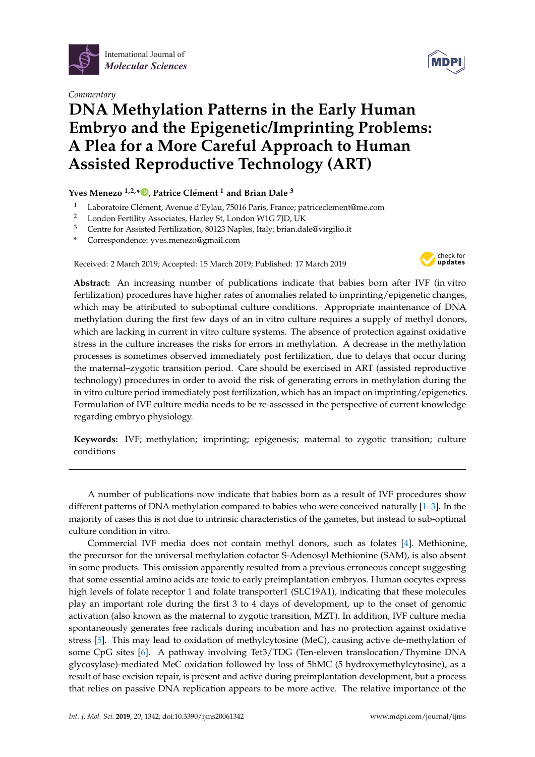International Journal of *Molecular Sciences*

*Commentary*

# DNA Methylation Patterns in the Early Human Embryo and the Epigenetic/Imprinting Problems: A Plea for a More Careful Approach to Human Assisted Reproductive Technology (ART)

**Yves Menezo [1,2,*], Patrice Clément [1] and Brian Dale [3]**

1 Laboratoire Clément, Avenue d'Eylau, 75016 Paris, France; patriceclement@me.com
2 London Fertility Associates, Harley St, London W1G 7JD, UK
3 Centre for Assisted Fertilization, 80123 Naples, Italy; brian.dale@virgilio.it
* Correspondence: yves.menezo@gmail.com

Received: 2 March 2019; Accepted: 15 March 2019; Published: 17 March 2019

**Abstract:** An increasing number of publications indicate that babies born after IVF (in vitro fertilization) procedures have higher rates of anomalies related to imprinting/epigenetic changes, which may be attributed to suboptimal culture conditions. Appropriate maintenance of DNA methylation during the first few days of an in vitro culture requires a supply of methyl donors, which are lacking in current in vitro culture systems. The absence of protection against oxidative stress in the culture increases the risks for errors in methylation. A decrease in the methylation processes is sometimes observed immediately post fertilization, due to delays that occur during the maternal–zygotic transition period. Care should be exercised in ART (assisted reproductive technology) procedures in order to avoid the risk of generating errors in methylation during the in vitro culture period immediately post fertilization, which has an impact on imprinting/epigenetics. Formulation of IVF culture media needs to be re-assessed in the perspective of current knowledge regarding embryo physiology.

**Keywords:** IVF; methylation; imprinting; epigenesis; maternal to zygotic transition; culture conditions

---

A number of publications now indicate that babies born as a result of IVF procedures show different patterns of DNA methylation compared to babies who were conceived naturally [1–3]. In the majority of cases this is not due to intrinsic characteristics of the gametes, but instead to sub-optimal culture condition in vitro.

Commercial IVF media does not contain methyl donors, such as folates [4]. Methionine, the precursor for the universal methylation cofactor S-Adenosyl Methionine (SAM), is also absent in some products. This omission apparently resulted from a previous erroneous concept suggesting that some essential amino acids are toxic to early preimplantation embryos. Human oocytes express high levels of folate receptor 1 and folate transporter1 (SLC19A1), indicating that these molecules play an important role during the first 3 to 4 days of development, up to the onset of genomic activation (also known as the maternal to zygotic transition, MZT). In addition, IVF culture media spontaneously generates free radicals during incubation and has no protection against oxidative stress [5]. This may lead to oxidation of methylcytosine (MeC), causing active de-methylation of some CpG sites [6]. A pathway involving Tet3/TDG (Ten-eleven translocation/Thymine DNA glycosylase)-mediated MeC oxidation followed by loss of 5hMC (5 hydroxymethylcytosine), as a result of base excision repair, is present and active during preimplantation development, but a process that relies on passive DNA replication appears to be more active. The relative importance of the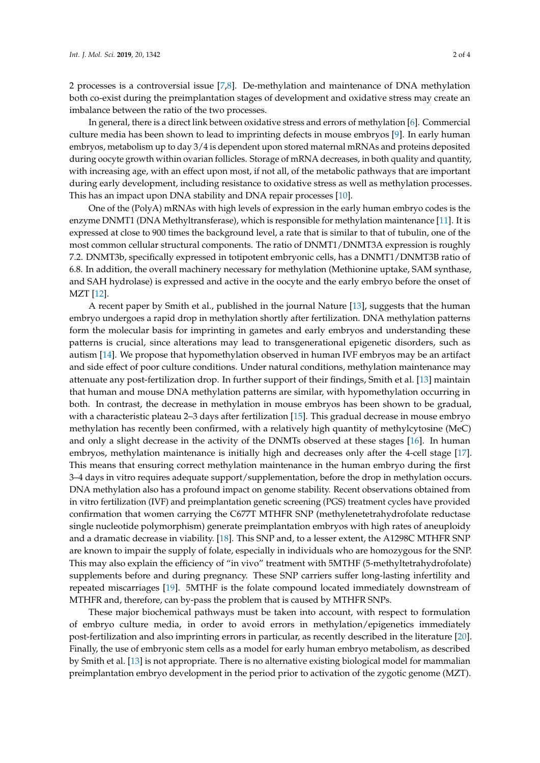2 processes is a controversial issue [7,8]. De-methylation and maintenance of DNA methylation both co-exist during the preimplantation stages of development and oxidative stress may create an imbalance between the ratio of the two processes.

In general, there is a direct link between oxidative stress and errors of methylation [6]. Commercial culture media has been shown to lead to imprinting defects in mouse embryos [9]. In early human embryos, metabolism up to day 3/4 is dependent upon stored maternal mRNAs and proteins deposited during oocyte growth within ovarian follicles. Storage of mRNA decreases, in both quality and quantity, with increasing age, with an effect upon most, if not all, of the metabolic pathways that are important during early development, including resistance to oxidative stress as well as methylation processes. This has an impact upon DNA stability and DNA repair processes [10].

One of the (PolyA) mRNAs with high levels of expression in the early human embryo codes is the enzyme DNMT1 (DNA Methyltransferase), which is responsible for methylation maintenance [11]. It is expressed at close to 900 times the background level, a rate that is similar to that of tubulin, one of the most common cellular structural components. The ratio of DNMT1/DNMT3A expression is roughly 7.2. DNMT3b, specifically expressed in totipotent embryonic cells, has a DNMT1/DNMT3B ratio of 6.8. In addition, the overall machinery necessary for methylation (Methionine uptake, SAM synthase, and SAH hydrolase) is expressed and active in the oocyte and the early embryo before the onset of MZT [12].

A recent paper by Smith et al., published in the journal Nature [13], suggests that the human embryo undergoes a rapid drop in methylation shortly after fertilization. DNA methylation patterns form the molecular basis for imprinting in gametes and early embryos and understanding these patterns is crucial, since alterations may lead to transgenerational epigenetic disorders, such as autism [14]. We propose that hypomethylation observed in human IVF embryos may be an artifact and side effect of poor culture conditions. Under natural conditions, methylation maintenance may attenuate any post-fertilization drop. In further support of their findings, Smith et al. [13] maintain that human and mouse DNA methylation patterns are similar, with hypomethylation occurring in both. In contrast, the decrease in methylation in mouse embryos has been shown to be gradual, with a characteristic plateau 2–3 days after fertilization [15]. This gradual decrease in mouse embryo methylation has recently been confirmed, with a relatively high quantity of methylcytosine (MeC) and only a slight decrease in the activity of the DNMTs observed at these stages [16]. In human embryos, methylation maintenance is initially high and decreases only after the 4-cell stage [17]. This means that ensuring correct methylation maintenance in the human embryo during the first 3–4 days in vitro requires adequate support/supplementation, before the drop in methylation occurs. DNA methylation also has a profound impact on genome stability. Recent observations obtained from in vitro fertilization (IVF) and preimplantation genetic screening (PGS) treatment cycles have provided confirmation that women carrying the C677T MTHFR SNP (methylenetetrahydrofolate reductase single nucleotide polymorphism) generate preimplantation embryos with high rates of aneuploidy and a dramatic decrease in viability. [18]. This SNP and, to a lesser extent, the A1298C MTHFR SNP are known to impair the supply of folate, especially in individuals who are homozygous for the SNP. This may also explain the efficiency of "in vivo" treatment with 5MTHF (5-methyltetrahydrofolate) supplements before and during pregnancy. These SNP carriers suffer long-lasting infertility and repeated miscarriages [19]. 5MTHF is the folate compound located immediately downstream of MTHFR and, therefore, can by-pass the problem that is caused by MTHFR SNPs.

These major biochemical pathways must be taken into account, with respect to formulation of embryo culture media, in order to avoid errors in methylation/epigenetics immediately post-fertilization and also imprinting errors in particular, as recently described in the literature [20]. Finally, the use of embryonic stem cells as a model for early human embryo metabolism, as described by Smith et al. [13] is not appropriate. There is no alternative existing biological model for mammalian preimplantation embryo development in the period prior to activation of the zygotic genome (MZT).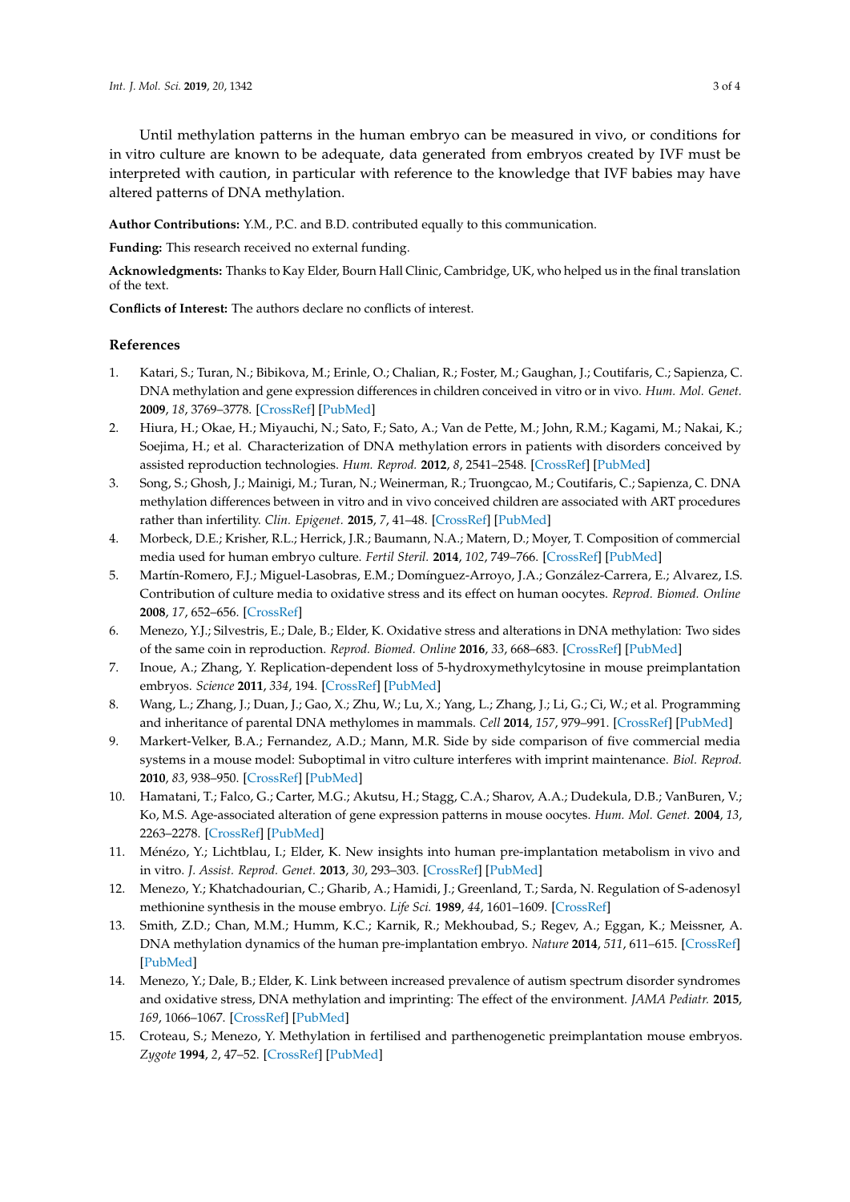Until methylation patterns in the human embryo can be measured in vivo, or conditions for in vitro culture are known to be adequate, data generated from embryos created by IVF must be interpreted with caution, in particular with reference to the knowledge that IVF babies may have altered patterns of DNA methylation.

**Author Contributions:** Y.M., P.C. and B.D. contributed equally to this communication.

**Funding:** This research received no external funding.

**Acknowledgments:** Thanks to Kay Elder, Bourn Hall Clinic, Cambridge, UK, who helped us in the final translation of the text.

**Conflicts of Interest:** The authors declare no conflicts of interest.

## References

1. Katari, S.; Turan, N.; Bibikova, M.; Erinle, O.; Chalian, R.; Foster, M.; Gaughan, J.; Coutifaris, C.; Sapienza, C. DNA methylation and gene expression differences in children conceived in vitro or in vivo. *Hum. Mol. Genet.* **2009**, *18*, 3769–3778. [CrossRef] [PubMed]
2. Hiura, H.; Okae, H.; Miyauchi, N.; Sato, F.; Sato, A.; Van de Pette, M.; John, R.M.; Kagami, M.; Nakai, K.; Soejima, H.; et al. Characterization of DNA methylation errors in patients with disorders conceived by assisted reproduction technologies. *Hum. Reprod.* **2012**, *8*, 2541–2548. [CrossRef] [PubMed]
3. Song, S.; Ghosh, J.; Mainigi, M.; Turan, N.; Weinerman, R.; Truongcao, M.; Coutifaris, C.; Sapienza, C. DNA methylation differences between in vitro and in vivo conceived children are associated with ART procedures rather than infertility. *Clin. Epigenet.* **2015**, *7*, 41–48. [CrossRef] [PubMed]
4. Morbeck, D.E.; Krisher, R.L.; Herrick, J.R.; Baumann, N.A.; Matern, D.; Moyer, T. Composition of commercial media used for human embryo culture. *Fertil Steril.* **2014**, *102*, 749–766. [CrossRef] [PubMed]
5. Martín-Romero, F.J.; Miguel-Lasobras, E.M.; Domínguez-Arroyo, J.A.; González-Carrera, E.; Alvarez, I.S. Contribution of culture media to oxidative stress and its effect on human oocytes. *Reprod. Biomed. Online* **2008**, *17*, 652–656. [CrossRef]
6. Menezo, Y.J.; Silvestris, E.; Dale, B.; Elder, K. Oxidative stress and alterations in DNA methylation: Two sides of the same coin in reproduction. *Reprod. Biomed. Online* **2016**, *33*, 668–683. [CrossRef] [PubMed]
7. Inoue, A.; Zhang, Y. Replication-dependent loss of 5-hydroxymethylcytosine in mouse preimplantation embryos. *Science* **2011**, *334*, 194. [CrossRef] [PubMed]
8. Wang, L.; Zhang, J.; Duan, J.; Gao, X.; Zhu, W.; Lu, X.; Yang, L.; Zhang, J.; Li, G.; Ci, W.; et al. Programming and inheritance of parental DNA methylomes in mammals. *Cell* **2014**, *157*, 979–991. [CrossRef] [PubMed]
9. Markert-Velker, B.A.; Fernandez, A.D.; Mann, M.R. Side by side comparison of five commercial media systems in a mouse model: Suboptimal in vitro culture interferes with imprint maintenance. *Biol. Reprod.* **2010**, *83*, 938–950. [CrossRef] [PubMed]
10. Hamatani, T.; Falco, G.; Carter, M.G.; Akutsu, H.; Stagg, C.A.; Sharov, A.A.; Dudekula, D.B.; VanBuren, V.; Ko, M.S. Age-associated alteration of gene expression patterns in mouse oocytes. *Hum. Mol. Genet.* **2004**, *13*, 2263–2278. [CrossRef] [PubMed]
11. Ménézo, Y.; Lichtblau, I.; Elder, K. New insights into human pre-implantation metabolism in vivo and in vitro. *J. Assist. Reprod. Genet.* **2013**, *30*, 293–303. [CrossRef] [PubMed]
12. Menezo, Y.; Khatchadourian, C.; Gharib, A.; Hamidi, J.; Greenland, T.; Sarda, N. Regulation of S-adenosyl methionine synthesis in the mouse embryo. *Life Sci.* **1989**, *44*, 1601–1609. [CrossRef]
13. Smith, Z.D.; Chan, M.M.; Humm, K.C.; Karnik, R.; Mekhoubad, S.; Regev, A.; Eggan, K.; Meissner, A. DNA methylation dynamics of the human pre-implantation embryo. *Nature* **2014**, *511*, 611–615. [CrossRef] [PubMed]
14. Menezo, Y.; Dale, B.; Elder, K. Link between increased prevalence of autism spectrum disorder syndromes and oxidative stress, DNA methylation and imprinting: The effect of the environment. *JAMA Pediatr.* **2015**, *169*, 1066–1067. [CrossRef] [PubMed]
15. Croteau, S.; Menezo, Y. Methylation in fertilised and parthenogenetic preimplantation mouse embryos. *Zygote* **1994**, *2*, 47–52. [CrossRef] [PubMed]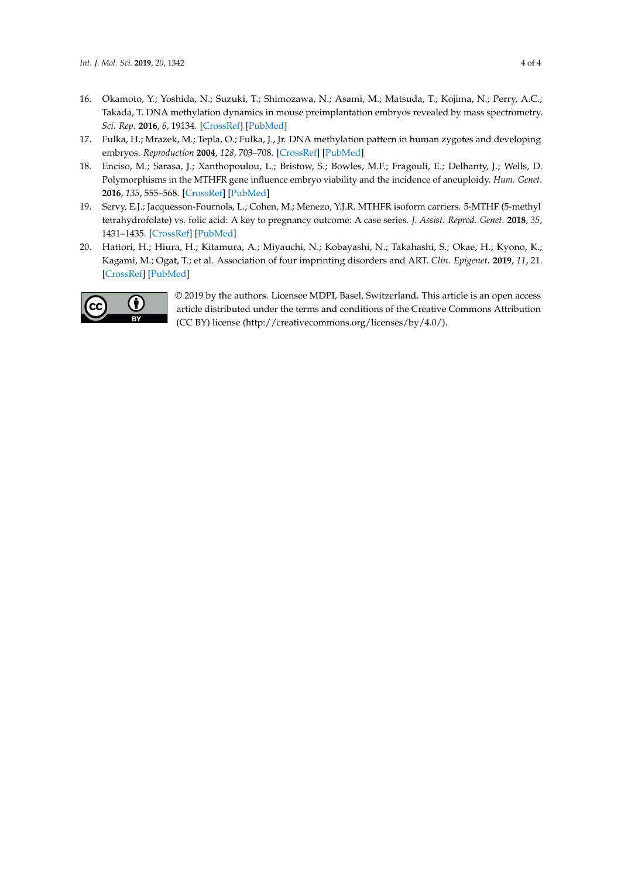16. Okamoto, Y.; Yoshida, N.; Suzuki, T.; Shimozawa, N.; Asami, M.; Matsuda, T.; Kojima, N.; Perry, A.C.; Takada, T. DNA methylation dynamics in mouse preimplantation embryos revealed by mass spectrometry. *Sci. Rep.* **2016**, *6*, 19134. [CrossRef] [PubMed]
17. Fulka, H.; Mrazek, M.; Tepla, O.; Fulka, J., Jr. DNA methylation pattern in human zygotes and developing embryos. *Reproduction* **2004**, *128*, 703–708. [CrossRef] [PubMed]
18. Enciso, M.; Sarasa, J.; Xanthopoulou, L.; Bristow, S.; Bowles, M.F.; Fragouli, E.; Delhanty, J.; Wells, D. Polymorphisms in the MTHFR gene influence embryo viability and the incidence of aneuploidy. *Hum. Genet.* **2016**, *135*, 555–568. [CrossRef] [PubMed]
19. Servy, E.J.; Jacquesson-Fournols, L.; Cohen, M.; Menezo, Y.J.R. MTHFR isoform carriers. 5-MTHF (5-methyl tetrahydrofolate) vs. folic acid: A key to pregnancy outcome: A case series. *J. Assist. Reprod. Genet.* **2018**, *35*, 1431–1435. [CrossRef] [PubMed]
20. Hattori, H.; Hiura, H.; Kitamura, A.; Miyauchi, N.; Kobayashi, N.; Takahashi, S.; Okae, H.; Kyono, K.; Kagami, M.; Ogat, T.; et al. Association of four imprinting disorders and ART. *Clin. Epigenet.* **2019**, *11*, 21. [CrossRef] [PubMed]

© 2019 by the authors. Licensee MDPI, Basel, Switzerland. This article is an open access article distributed under the terms and conditions of the Creative Commons Attribution (CC BY) license (http://creativecommons.org/licenses/by/4.0/).